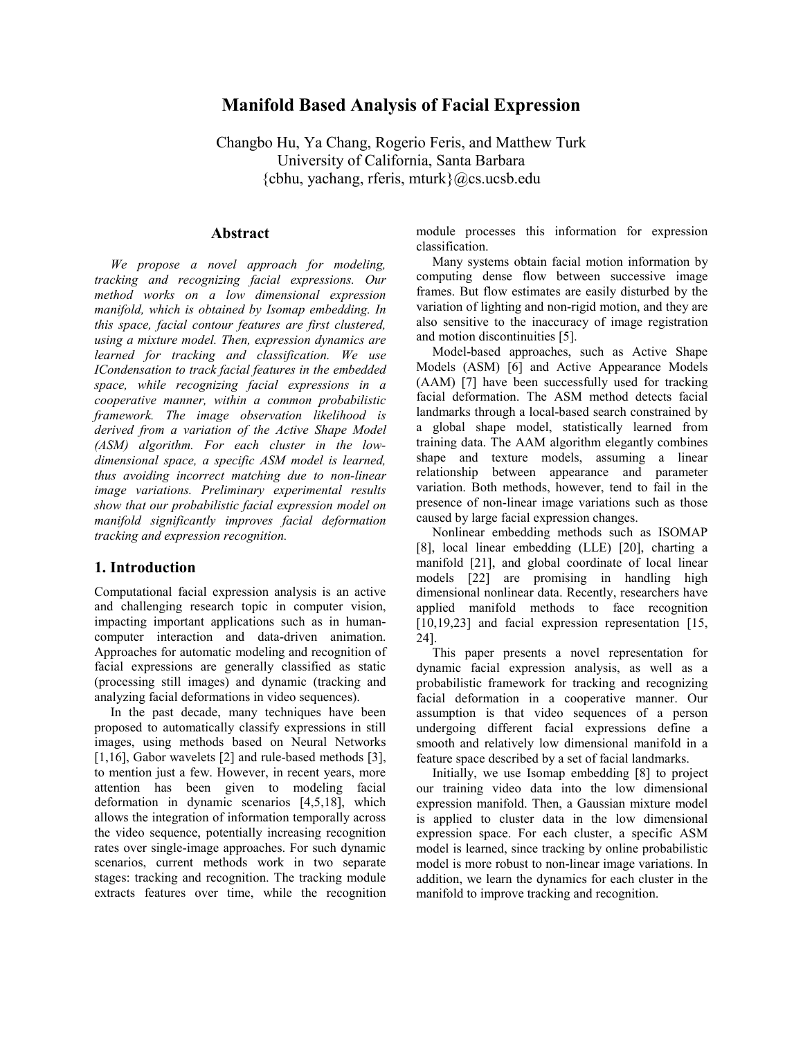# Manifold Based Analysis of Facial Expression

Changbo Hu, Ya Chang, Rogerio Feris, and Matthew Turk
University of California, Santa Barbara
{cbhu, yachang, rferis, mturk}@cs.ucsb.edu

## Abstract

*We propose a novel approach for modeling, tracking and recognizing facial expressions. Our method works on a low dimensional expression manifold, which is obtained by Isomap embedding. In this space, facial contour features are first clustered, using a mixture model. Then, expression dynamics are learned for tracking and classification. We use ICondensation to track facial features in the embedded space, while recognizing facial expressions in a cooperative manner, within a common probabilistic framework. The image observation likelihood is derived from a variation of the Active Shape Model (ASM) algorithm. For each cluster in the low-dimensional space, a specific ASM model is learned, thus avoiding incorrect matching due to non-linear image variations. Preliminary experimental results show that our probabilistic facial expression model on manifold significantly improves facial deformation tracking and expression recognition.*

## 1. Introduction

Computational facial expression analysis is an active and challenging research topic in computer vision, impacting important applications such as in human-computer interaction and data-driven animation. Approaches for automatic modeling and recognition of facial expressions are generally classified as static (processing still images) and dynamic (tracking and analyzing facial deformations in video sequences).

In the past decade, many techniques have been proposed to automatically classify expressions in still images, using methods based on Neural Networks [1,16], Gabor wavelets [2] and rule-based methods [3], to mention just a few. However, in recent years, more attention has been given to modeling facial deformation in dynamic scenarios [4,5,18], which allows the integration of information temporally across the video sequence, potentially increasing recognition rates over single-image approaches. For such dynamic scenarios, current methods work in two separate stages: tracking and recognition. The tracking module extracts features over time, while the recognition module processes this information for expression classification.

Many systems obtain facial motion information by computing dense flow between successive image frames. But flow estimates are easily disturbed by the variation of lighting and non-rigid motion, and they are also sensitive to the inaccuracy of image registration and motion discontinuities [5].

Model-based approaches, such as Active Shape Models (ASM) [6] and Active Appearance Models (AAM) [7] have been successfully used for tracking facial deformation. The ASM method detects facial landmarks through a local-based search constrained by a global shape model, statistically learned from training data. The AAM algorithm elegantly combines shape and texture models, assuming a linear relationship between appearance and parameter variation. Both methods, however, tend to fail in the presence of non-linear image variations such as those caused by large facial expression changes.

Nonlinear embedding methods such as ISOMAP [8], local linear embedding (LLE) [20], charting a manifold [21], and global coordinate of local linear models [22] are promising in handling high dimensional nonlinear data. Recently, researchers have applied manifold methods to face recognition [10,19,23] and facial expression representation [15, 24].

This paper presents a novel representation for dynamic facial expression analysis, as well as a probabilistic framework for tracking and recognizing facial deformation in a cooperative manner. Our assumption is that video sequences of a person undergoing different facial expressions define a smooth and relatively low dimensional manifold in a feature space described by a set of facial landmarks.

Initially, we use Isomap embedding [8] to project our training video data into the low dimensional expression manifold. Then, a Gaussian mixture model is applied to cluster data in the low dimensional expression space. For each cluster, a specific ASM model is learned, since tracking by online probabilistic model is more robust to non-linear image variations. In addition, we learn the dynamics for each cluster in the manifold to improve tracking and recognition.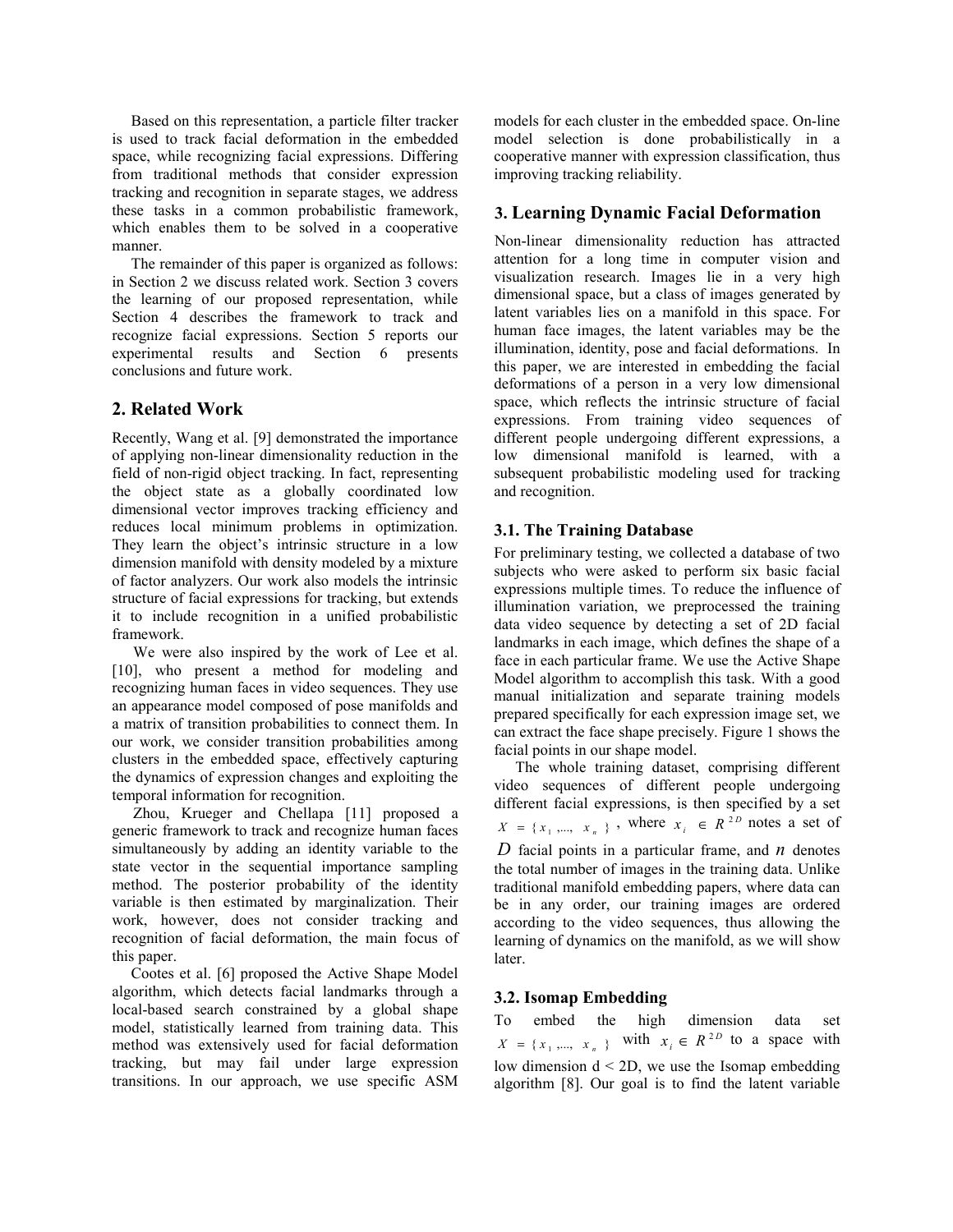Based on this representation, a particle filter tracker is used to track facial deformation in the embedded space, while recognizing facial expressions. Differing from traditional methods that consider expression tracking and recognition in separate stages, we address these tasks in a common probabilistic framework, which enables them to be solved in a cooperative manner.

The remainder of this paper is organized as follows: in Section 2 we discuss related work. Section 3 covers the learning of our proposed representation, while Section 4 describes the framework to track and recognize facial expressions. Section 5 reports our experimental results and Section 6 presents conclusions and future work.

## 2. Related Work

Recently, Wang et al. [9] demonstrated the importance of applying non-linear dimensionality reduction in the field of non-rigid object tracking. In fact, representing the object state as a globally coordinated low dimensional vector improves tracking efficiency and reduces local minimum problems in optimization. They learn the object's intrinsic structure in a low dimension manifold with density modeled by a mixture of factor analyzers. Our work also models the intrinsic structure of facial expressions for tracking, but extends it to include recognition in a unified probabilistic framework.

We were also inspired by the work of Lee et al. [10], who present a method for modeling and recognizing human faces in video sequences. They use an appearance model composed of pose manifolds and a matrix of transition probabilities to connect them. In our work, we consider transition probabilities among clusters in the embedded space, effectively capturing the dynamics of expression changes and exploiting the temporal information for recognition.

Zhou, Krueger and Chellapa [11] proposed a generic framework to track and recognize human faces simultaneously by adding an identity variable to the state vector in the sequential importance sampling method. The posterior probability of the identity variable is then estimated by marginalization. Their work, however, does not consider tracking and recognition of facial deformation, the main focus of this paper.

Cootes et al. [6] proposed the Active Shape Model algorithm, which detects facial landmarks through a local-based search constrained by a global shape model, statistically learned from training data. This method was extensively used for facial deformation tracking, but may fail under large expression transitions. In our approach, we use specific ASM models for each cluster in the embedded space. On-line model selection is done probabilistically in a cooperative manner with expression classification, thus improving tracking reliability.

## 3. Learning Dynamic Facial Deformation

Non-linear dimensionality reduction has attracted attention for a long time in computer vision and visualization research. Images lie in a very high dimensional space, but a class of images generated by latent variables lies on a manifold in this space. For human face images, the latent variables may be the illumination, identity, pose and facial deformations. In this paper, we are interested in embedding the facial deformations of a person in a very low dimensional space, which reflects the intrinsic structure of facial expressions. From training video sequences of different people undergoing different expressions, a low dimensional manifold is learned, with a subsequent probabilistic modeling used for tracking and recognition.

### 3.1. The Training Database

For preliminary testing, we collected a database of two subjects who were asked to perform six basic facial expressions multiple times. To reduce the influence of illumination variation, we preprocessed the training data video sequence by detecting a set of 2D facial landmarks in each image, which defines the shape of a face in each particular frame. We use the Active Shape Model algorithm to accomplish this task. With a good manual initialization and separate training models prepared specifically for each expression image set, we can extract the face shape precisely. Figure 1 shows the facial points in our shape model.

The whole training dataset, comprising different video sequences of different people undergoing different facial expressions, is then specified by a set $X = \{x_1,..., x_n\}$, where $x_i \in R^{2D}$ notes a set of $D$ facial points in a particular frame, and $n$ denotes the total number of images in the training data. Unlike traditional manifold embedding papers, where data can be in any order, our training images are ordered according to the video sequences, thus allowing the learning of dynamics on the manifold, as we will show later.

### 3.2. Isomap Embedding

To embed the high dimension data set $X = \{x_1,..., x_n\}$ with $x_i \in R^{2D}$ to a space with low dimension d < 2D, we use the Isomap embedding algorithm [8]. Our goal is to find the latent variable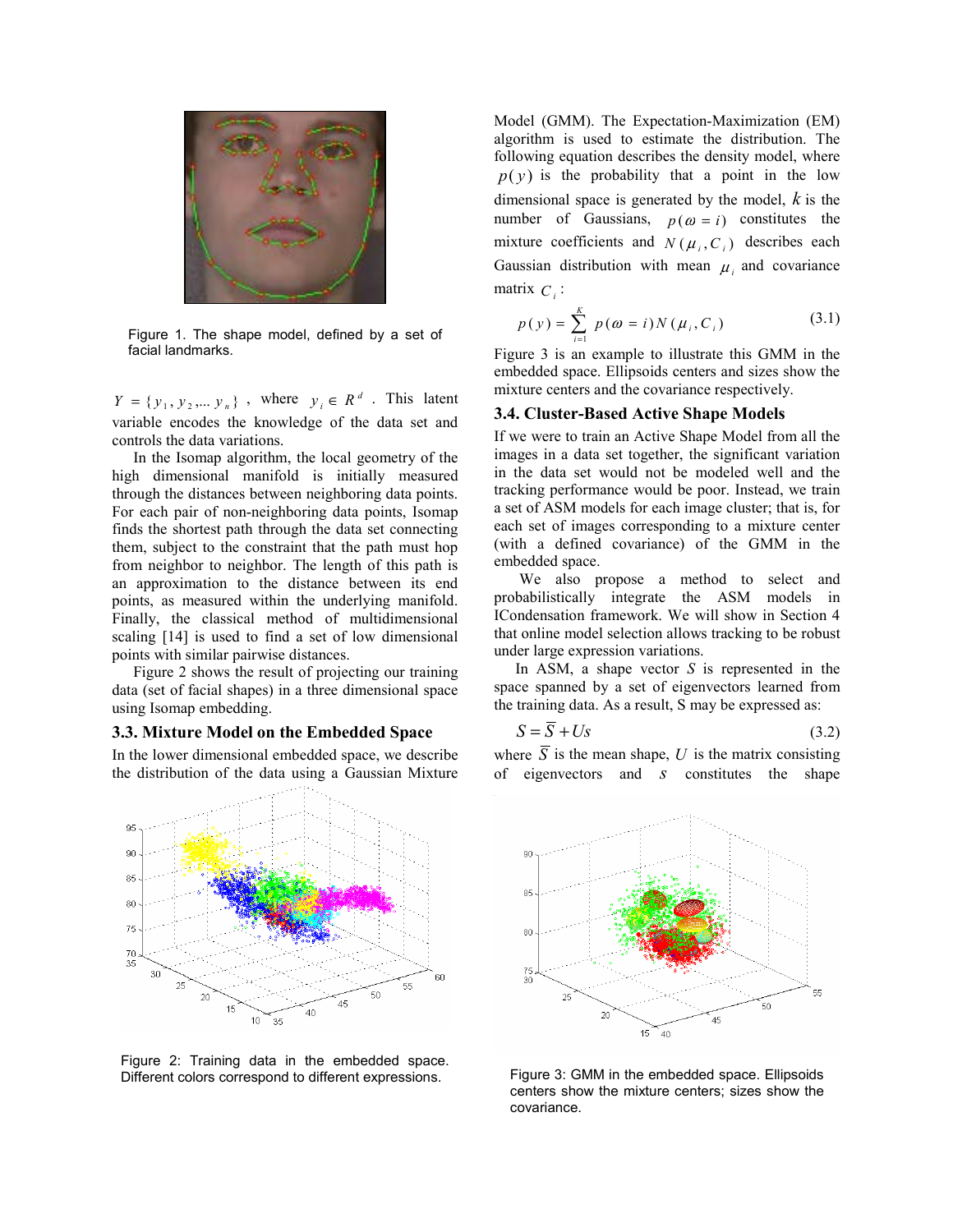Figure 1. The shape model, defined by a set of facial landmarks.

$Y = \{y_1, y_2, ... y_n\}$, where $y_i \in R^d$. This latent variable encodes the knowledge of the data set and controls the data variations.

In the Isomap algorithm, the local geometry of the high dimensional manifold is initially measured through the distances between neighboring data points. For each pair of non-neighboring data points, Isomap finds the shortest path through the data set connecting them, subject to the constraint that the path must hop from neighbor to neighbor. The length of this path is an approximation to the distance between its end points, as measured within the underlying manifold. Finally, the classical method of multidimensional scaling [14] is used to find a set of low dimensional points with similar pairwise distances.

Figure 2 shows the result of projecting our training data (set of facial shapes) in a three dimensional space using Isomap embedding.

### 3.3. Mixture Model on the Embedded Space

In the lower dimensional embedded space, we describe the distribution of the data using a Gaussian Mixture Model (GMM). The Expectation-Maximization (EM) algorithm is used to estimate the distribution. The following equation describes the density model, where $p(y)$ is the probability that a point in the low dimensional space is generated by the model, $k$ is the number of Gaussians, $p(\omega = i)$ constitutes the mixture coefficients and $N(\mu_i, C_i)$ describes each Gaussian distribution with mean $\mu_i$ and covariance matrix $C_i$:

$$p(y) = \sum_{i=1}^{K} p(\omega = i) N(\mu_i, C_i) \tag{3.1}$$

Figure 3 is an example to illustrate this GMM in the embedded space. Ellipsoids centers and sizes show the mixture centers and the covariance respectively.

### 3.4. Cluster-Based Active Shape Models

If we were to train an Active Shape Model from all the images in a data set together, the significant variation in the data set would not be modeled well and the tracking performance would be poor. Instead, we train a set of ASM models for each image cluster; that is, for each set of images corresponding to a mixture center (with a defined covariance) of the GMM in the embedded space.

We also propose a method to select and probabilistically integrate the ASM models in ICondensation framework. We will show in Section 4 that online model selection allows tracking to be robust under large expression variations.

In ASM, a shape vector $S$ is represented in the space spanned by a set of eigenvectors learned from the training data. As a result, S may be expressed as:

$$S = \overline{S} + Us \tag{3.2}$$

where $\overline{S}$ is the mean shape, $U$ is the matrix consisting of eigenvectors and $s$ constitutes the shape

Figure 2: Training data in the embedded space. Different colors correspond to different expressions.

Figure 3: GMM in the embedded space. Ellipsoids centers show the mixture centers; sizes show the covariance.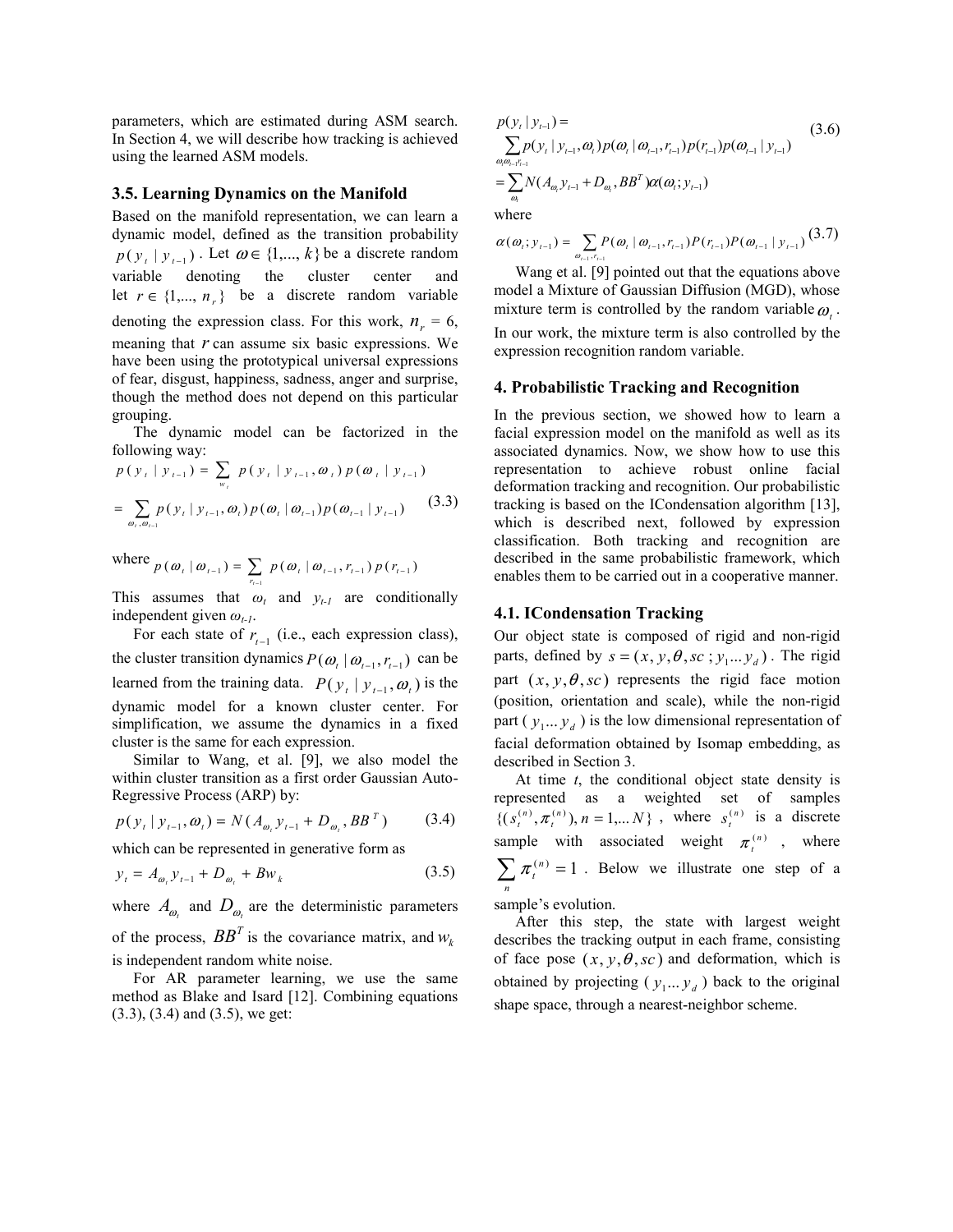parameters, which are estimated during ASM search. In Section 4, we will describe how tracking is achieved using the learned ASM models.

### 3.5. Learning Dynamics on the Manifold

Based on the manifold representation, we can learn a dynamic model, defined as the transition probability $p(y_t \mid y_{t-1})$. Let $\omega \in \{1,..., k\}$ be a discrete random variable denoting the cluster center and let $r \in \{1,..., n_r\}$ be a discrete random variable denoting the expression class. For this work, $n_r = 6$, meaning that $r$ can assume six basic expressions. We have been using the prototypical universal expressions of fear, disgust, happiness, sadness, anger and surprise, though the method does not depend on this particular grouping.

The dynamic model can be factorized in the following way:

$$p(y_t \mid y_{t-1}) = \sum_{w_t} p(y_t \mid y_{t-1}, \omega_t) p(\omega_t \mid y_{t-1})$$
$$= \sum_{\omega_t, \omega_{t-1}} p(y_t \mid y_{t-1}, \omega_t) p(\omega_t \mid \omega_{t-1}) p(\omega_{t-1} \mid y_{t-1}) \tag{3.3}$$

where $p(\omega_t \mid \omega_{t-1}) = \sum_{r_{t-1}} p(\omega_t \mid \omega_{t-1}, r_{t-1}) p(r_{t-1})$

This assumes that $\omega_t$ and $y_{t-1}$ are conditionally independent given $\omega_{t-1}$.

For each state of $r_{t-1}$ (i.e., each expression class), the cluster transition dynamics $P(\omega_t \mid \omega_{t-1}, r_{t-1})$ can be learned from the training data. $P(y_t \mid y_{t-1}, \omega_t)$ is the dynamic model for a known cluster center. For simplification, we assume the dynamics in a fixed cluster is the same for each expression.

Similar to Wang, et al. [9], we also model the within cluster transition as a first order Gaussian Auto-Regressive Process (ARP) by:

$$p(y_t \mid y_{t-1}, \omega_t) = N(A_{\omega_t} y_{t-1} + D_{\omega_t}, BB^T) \tag{3.4}$$

which can be represented in generative form as

$$y_t = A_{\omega_t} y_{t-1} + D_{\omega_t} + Bw_k \tag{3.5}$$

where $A_{\omega_t}$ and $D_{\omega_t}$ are the deterministic parameters of the process, $BB^T$ is the covariance matrix, and $w_k$ is independent random white noise.

For AR parameter learning, we use the same method as Blake and Isard [12]. Combining equations (3.3), (3.4) and (3.5), we get:

$$p(y_t \mid y_{t-1}) = \sum_{\omega_t \omega_{t-1} r_{t-1}} p(y_t \mid y_{t-1}, \omega_t) p(\omega_t \mid \omega_{t-1}, r_{t-1}) p(r_{t-1}) p(\omega_{t-1} \mid y_{t-1})$$
$$= \sum_{\omega_t} N(A_{\omega_t} y_{t-1} + D_{\omega_t}, BB^T) \alpha(\omega_t; y_{t-1}) \tag{3.6}$$

where

$$\alpha(\omega_t; y_{t-1}) = \sum_{\omega_{t-1}, r_{t-1}} P(\omega_t \mid \omega_{t-1}, r_{t-1}) P(r_{t-1}) P(\omega_{t-1} \mid y_{t-1}) \tag{3.7}$$

Wang et al. [9] pointed out that the equations above model a Mixture of Gaussian Diffusion (MGD), whose mixture term is controlled by the random variable $\omega_t$. In our work, the mixture term is also controlled by the expression recognition random variable.

## 4. Probabilistic Tracking and Recognition

In the previous section, we showed how to learn a facial expression model on the manifold as well as its associated dynamics. Now, we show how to use this representation to achieve robust online facial deformation tracking and recognition. Our probabilistic tracking is based on the ICondensation algorithm [13], which is described next, followed by expression classification. Both tracking and recognition are described in the same probabilistic framework, which enables them to be carried out in a cooperative manner.

### 4.1. ICondensation Tracking

Our object state is composed of rigid and non-rigid parts, defined by $s = (x, y, \theta, sc\,; y_1 ... y_d)$. The rigid part $(x, y, \theta, sc)$ represents the rigid face motion (position, orientation and scale), while the non-rigid part ($y_1 ... y_d$) is the low dimensional representation of facial deformation obtained by Isomap embedding, as described in Section 3.

At time $t$, the conditional object state density is represented as a weighted set of samples $\{(s_t^{(n)}, \pi_t^{(n)}), n = 1,... N\}$, where $s_t^{(n)}$ is a discrete sample with associated weight $\pi_t^{(n)}$, where $\sum_n \pi_t^{(n)} = 1$. Below we illustrate one step of a sample's evolution.

After this step, the state with largest weight describes the tracking output in each frame, consisting of face pose $(x, y, \theta, sc)$ and deformation, which is obtained by projecting ($y_1 ... y_d$) back to the original shape space, through a nearest-neighbor scheme.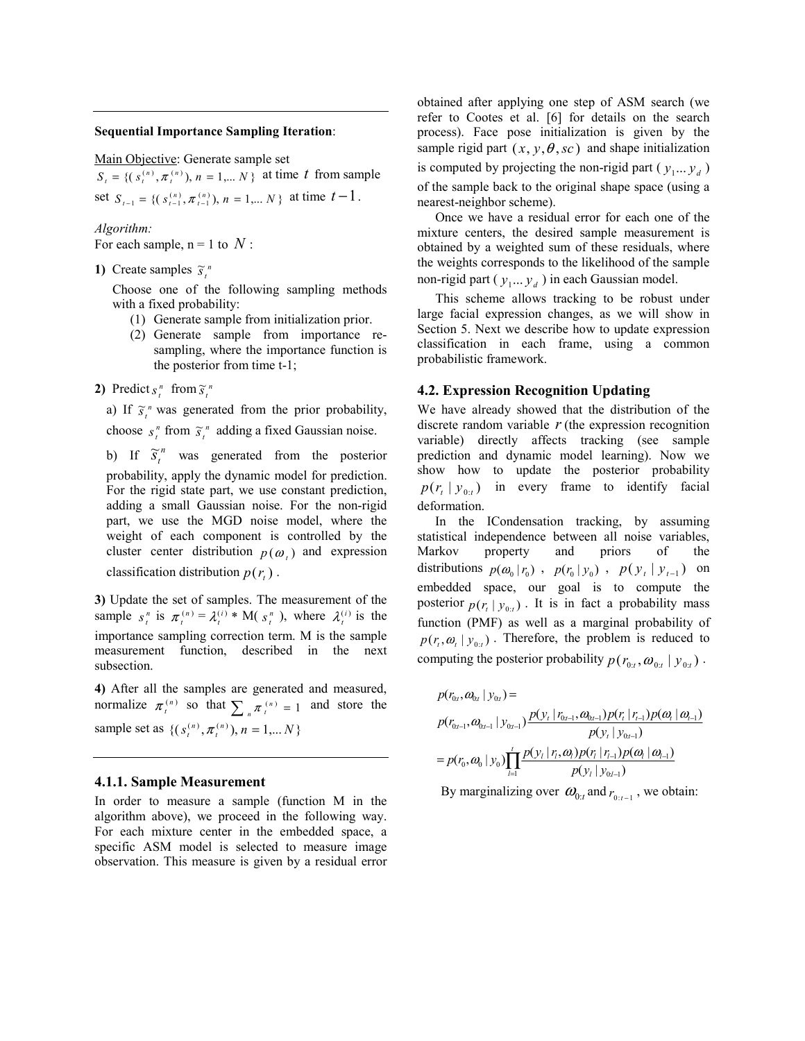---

**Sequential Importance Sampling Iteration**:

Main Objective: Generate sample set $S_t = \{(s_t^{(n)}, \pi_t^{(n)}), n = 1,... N\}$ at time $t$ from sample set $S_{t-1} = \{(s_{t-1}^{(n)}, \pi_{t-1}^{(n)}), n = 1,... N\}$ at time $t-1$.

*Algorithm:*

For each sample, n = 1 to $N$ :

**1)** Create samples $\tilde{s}_t^n$

Choose one of the following sampling methods with a fixed probability:

(1) Generate sample from initialization prior.

(2) Generate sample from importance re-sampling, where the importance function is the posterior from time t-1;

**2)** Predict $s_t^n$ from $\tilde{s}_t^n$

a) If $\tilde{s}_t^n$ was generated from the prior probability, choose $s_t^n$ from $\tilde{s}_t^n$ adding a fixed Gaussian noise.

b) If $\tilde{s}_t^n$ was generated from the posterior probability, apply the dynamic model for prediction. For the rigid state part, we use constant prediction, adding a small Gaussian noise. For the non-rigid part, we use the MGD noise model, where the weight of each component is controlled by the cluster center distribution $p(\omega_t)$ and expression classification distribution $p(r_t)$.

**3)** Update the set of samples. The measurement of the sample $s_t^n$ is $\pi_t^{(n)} = \lambda_t^{(i)} * \text{M}(s_t^n)$, where $\lambda_t^{(i)}$ is the importance sampling correction term. M is the sample measurement function, described in the next subsection.

**4)** After all the samples are generated and measured, normalize $\pi_t^{(n)}$ so that $\sum_n \pi_t^{(n)} = 1$ and store the sample set as $\{(s_t^{(n)}, \pi_t^{(n)}), n = 1,... N\}$

---

### 4.1.1. Sample Measurement

In order to measure a sample (function M in the algorithm above), we proceed in the following way. For each mixture center in the embedded space, a specific ASM model is selected to measure image observation. This measure is given by a residual error obtained after applying one step of ASM search (we refer to Cootes et al. [6] for details on the search process). Face pose initialization is given by the sample rigid part $(x, y, \theta, sc)$ and shape initialization is computed by projecting the non-rigid part ($y_1 ... y_d$) of the sample back to the original shape space (using a nearest-neighbor scheme).

Once we have a residual error for each one of the mixture centers, the desired sample measurement is obtained by a weighted sum of these residuals, where the weights corresponds to the likelihood of the sample non-rigid part ($y_1 ... y_d$) in each Gaussian model.

This scheme allows tracking to be robust under large facial expression changes, as we will show in Section 5. Next we describe how to update expression classification in each frame, using a common probabilistic framework.

## 4.2. Expression Recognition Updating

We have already showed that the distribution of the discrete random variable $r$ (the expression recognition variable) directly affects tracking (see sample prediction and dynamic model learning). Now we show how to update the posterior probability $p(r_t \mid y_{0:t})$ in every frame to identify facial deformation.

In the ICondensation tracking, by assuming statistical independence between all noise variables, Markov property and priors of the distributions $p(\omega_0 \mid r_0)$, $p(r_0 \mid y_0)$, $p(y_t \mid y_{t-1})$ on embedded space, our goal is to compute the posterior $p(r_t \mid y_{0:t})$. It is in fact a probability mass function (PMF) as well as a marginal probability of $p(r_t, \omega_t \mid y_{0:t})$. Therefore, the problem is reduced to computing the posterior probability $p(r_{0:t}, \omega_{0:t} \mid y_{0:t})$.

$$
\begin{aligned}
&p(r_{0:t}, \omega_{0:t} \mid y_{0:t}) = \\
&p(r_{0:t-1}, \omega_{0:t-1} \mid y_{0:t-1}) \frac{p(y_t \mid r_{0:t-1}, \omega_{0:t-1}) p(r_t \mid r_{t-1}) p(\omega_t \mid \omega_{t-1})}{p(y_t \mid y_{0:t-1})} \\
&= p(r_0, \omega_0 \mid y_0) \prod_{l=1}^{t} \frac{p(y_l \mid r_l, \omega_l) p(r_l \mid r_{l-1}) p(\omega_l \mid \omega_{l-1})}{p(y_l \mid y_{0:l-1})}
\end{aligned}
$$

By marginalizing over $\omega_{0:t}$ and $r_{0:t-1}$, we obtain: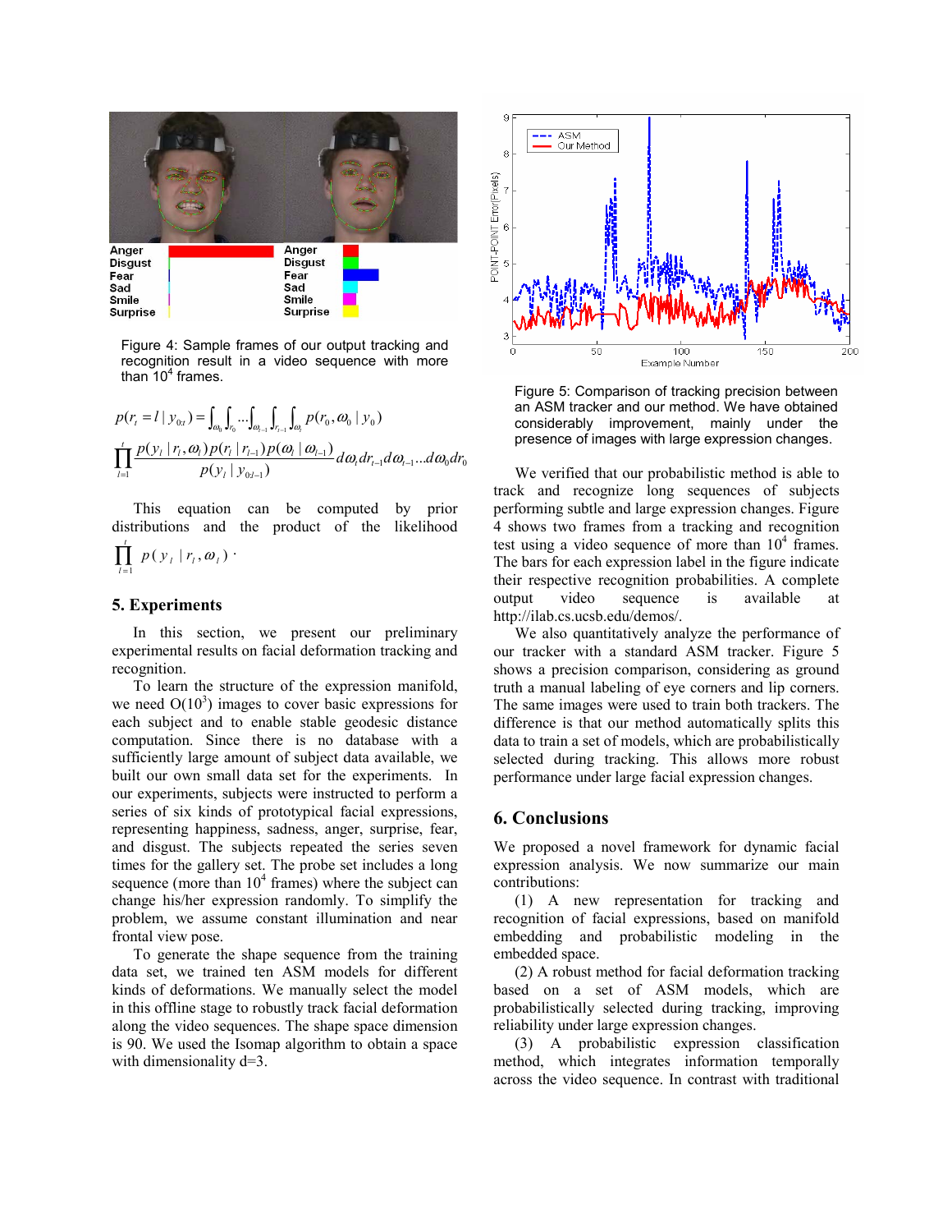Figure 4: Sample frames of our output tracking and recognition result in a video sequence with more than $10^4$ frames.

$$p(r_t = l \mid y_{0:t}) = \int_{\omega_0}\int_{r_0}\cdots\int_{\omega_{t-1}}\int_{r_{t-1}}\int_{\omega_t} p(r_0, \omega_0 \mid y_0)$$

$$\prod_{l=1}^{t} \frac{p(y_l \mid r_l, \omega_l)\, p(r_l \mid r_{l-1})\, p(\omega_l \mid \omega_{l-1})}{p(y_l \mid y_{0:l-1})} d\omega_t dr_{t-1} d\omega_{t-1} \ldots d\omega_0 dr_0$$

This equation can be computed by prior distributions and the product of the likelihood $\prod_{l=1}^{t} p(y_l \mid r_l, \omega_l)$.

## 5. Experiments

In this section, we present our preliminary experimental results on facial deformation tracking and recognition.

To learn the structure of the expression manifold, we need $O(10^3)$ images to cover basic expressions for each subject and to enable stable geodesic distance computation. Since there is no database with a sufficiently large amount of subject data available, we built our own small data set for the experiments. In our experiments, subjects were instructed to perform a series of six kinds of prototypical facial expressions, representing happiness, sadness, anger, surprise, fear, and disgust. The subjects repeated the series seven times for the gallery set. The probe set includes a long sequence (more than $10^4$ frames) where the subject can change his/her expression randomly. To simplify the problem, we assume constant illumination and near frontal view pose.

To generate the shape sequence from the training data set, we trained ten ASM models for different kinds of deformations. We manually select the model in this offline stage to robustly track facial deformation along the video sequences. The shape space dimension is 90. We used the Isomap algorithm to obtain a space with dimensionality d=3.

Figure 5: Comparison of tracking precision between an ASM tracker and our method. We have obtained considerably improvement, mainly under the presence of images with large expression changes.

We verified that our probabilistic method is able to track and recognize long sequences of subjects performing subtle and large expression changes. Figure 4 shows two frames from a tracking and recognition test using a video sequence of more than $10^4$ frames. The bars for each expression label in the figure indicate their respective recognition probabilities. A complete output video sequence is available at http://ilab.cs.ucsb.edu/demos/.

We also quantitatively analyze the performance of our tracker with a standard ASM tracker. Figure 5 shows a precision comparison, considering as ground truth a manual labeling of eye corners and lip corners. The same images were used to train both trackers. The difference is that our method automatically splits this data to train a set of models, which are probabilistically selected during tracking. This allows more robust performance under large facial expression changes.

## 6. Conclusions

We proposed a novel framework for dynamic facial expression analysis. We now summarize our main contributions:

(1) A new representation for tracking and recognition of facial expressions, based on manifold embedding and probabilistic modeling in the embedded space.

(2) A robust method for facial deformation tracking based on a set of ASM models, which are probabilistically selected during tracking, improving reliability under large expression changes.

(3) A probabilistic expression classification method, which integrates information temporally across the video sequence. In contrast with traditional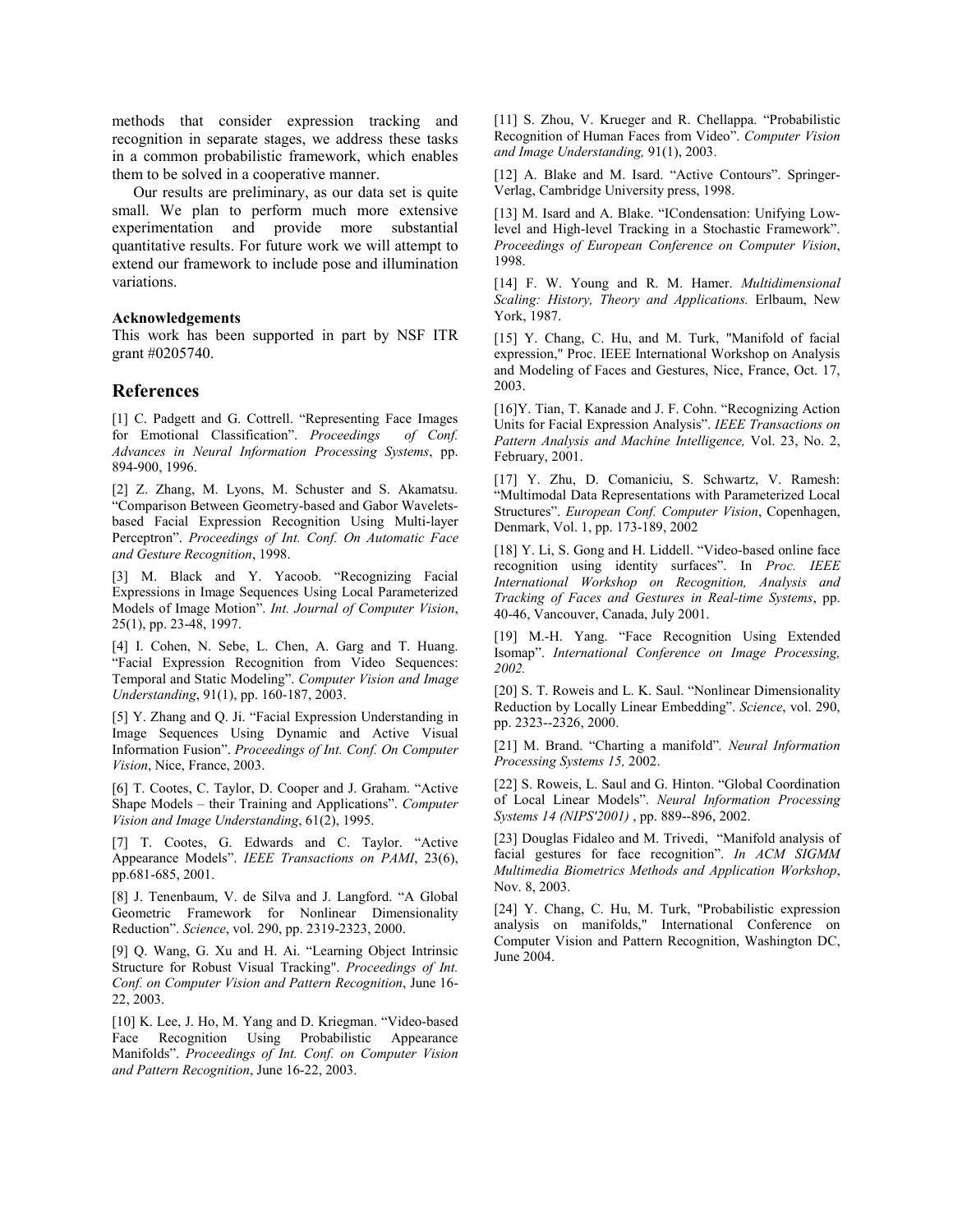methods that consider expression tracking and recognition in separate stages, we address these tasks in a common probabilistic framework, which enables them to be solved in a cooperative manner.

Our results are preliminary, as our data set is quite small. We plan to perform much more extensive experimentation and provide more substantial quantitative results. For future work we will attempt to extend our framework to include pose and illumination variations.

**Acknowledgements**

This work has been supported in part by NSF ITR grant #0205740.

## References

[1] C. Padgett and G. Cottrell. "Representing Face Images for Emotional Classification". *Proceedings of Conf. Advances in Neural Information Processing Systems*, pp. 894-900, 1996.

[2] Z. Zhang, M. Lyons, M. Schuster and S. Akamatsu. "Comparison Between Geometry-based and Gabor Wavelets-based Facial Expression Recognition Using Multi-layer Perceptron". *Proceedings of Int. Conf. On Automatic Face and Gesture Recognition*, 1998.

[3] M. Black and Y. Yacoob. "Recognizing Facial Expressions in Image Sequences Using Local Parameterized Models of Image Motion". *Int. Journal of Computer Vision*, 25(1), pp. 23-48, 1997.

[4] I. Cohen, N. Sebe, L. Chen, A. Garg and T. Huang. "Facial Expression Recognition from Video Sequences: Temporal and Static Modeling". *Computer Vision and Image Understanding*, 91(1), pp. 160-187, 2003.

[5] Y. Zhang and Q. Ji. "Facial Expression Understanding in Image Sequences Using Dynamic and Active Visual Information Fusion". *Proceedings of Int. Conf. On Computer Vision*, Nice, France, 2003.

[6] T. Cootes, C. Taylor, D. Cooper and J. Graham. "Active Shape Models – their Training and Applications". *Computer Vision and Image Understanding*, 61(2), 1995.

[7] T. Cootes, G. Edwards and C. Taylor. "Active Appearance Models". *IEEE Transactions on PAMI*, 23(6), pp.681-685, 2001.

[8] J. Tenenbaum, V. de Silva and J. Langford. "A Global Geometric Framework for Nonlinear Dimensionality Reduction". *Science*, vol. 290, pp. 2319-2323, 2000.

[9] Q. Wang, G. Xu and H. Ai. "Learning Object Intrinsic Structure for Robust Visual Tracking". *Proceedings of Int. Conf. on Computer Vision and Pattern Recognition*, June 16-22, 2003.

[10] K. Lee, J. Ho, M. Yang and D. Kriegman. "Video-based Face Recognition Using Probabilistic Appearance Manifolds". *Proceedings of Int. Conf. on Computer Vision and Pattern Recognition*, June 16-22, 2003.

[11] S. Zhou, V. Krueger and R. Chellappa. "Probabilistic Recognition of Human Faces from Video". *Computer Vision and Image Understanding,* 91(1), 2003.

[12] A. Blake and M. Isard. "Active Contours". Springer-Verlag, Cambridge University press, 1998.

[13] M. Isard and A. Blake. "ICondensation: Unifying Low-level and High-level Tracking in a Stochastic Framework". *Proceedings of European Conference on Computer Vision*, 1998.

[14] F. W. Young and R. M. Hamer. *Multidimensional Scaling: History, Theory and Applications.* Erlbaum, New York, 1987.

[15] Y. Chang, C. Hu, and M. Turk, "Manifold of facial expression," Proc. IEEE International Workshop on Analysis and Modeling of Faces and Gestures, Nice, France, Oct. 17, 2003.

[16]Y. Tian, T. Kanade and J. F. Cohn. "Recognizing Action Units for Facial Expression Analysis". *IEEE Transactions on Pattern Analysis and Machine Intelligence,* Vol. 23, No. 2, February, 2001.

[17] Y. Zhu, D. Comaniciu, S. Schwartz, V. Ramesh: "Multimodal Data Representations with Parameterized Local Structures". *European Conf. Computer Vision*, Copenhagen, Denmark, Vol. 1, pp. 173-189, 2002

[18] Y. Li, S. Gong and H. Liddell. "Video-based online face recognition using identity surfaces". In *Proc. IEEE International Workshop on Recognition, Analysis and Tracking of Faces and Gestures in Real-time Systems*, pp. 40-46, Vancouver, Canada, July 2001.

[19] M.-H. Yang. "Face Recognition Using Extended Isomap". *International Conference on Image Processing, 2002.*

[20] S. T. Roweis and L. K. Saul. "Nonlinear Dimensionality Reduction by Locally Linear Embedding". *Science*, vol. 290, pp. 2323--2326, 2000.

[21] M. Brand. "Charting a manifold"*. Neural Information Processing Systems 15,* 2002.

[22] S. Roweis, L. Saul and G. Hinton. "Global Coordination of Local Linear Models". *Neural Information Processing Systems 14 (NIPS'2001)* , pp. 889--896, 2002.

[23] Douglas Fidaleo and M. Trivedi, "Manifold analysis of facial gestures for face recognition". *In ACM SIGMM Multimedia Biometrics Methods and Application Workshop*, Nov. 8, 2003.

[24] Y. Chang, C. Hu, M. Turk, "Probabilistic expression analysis on manifolds," International Conference on Computer Vision and Pattern Recognition, Washington DC, June 2004.